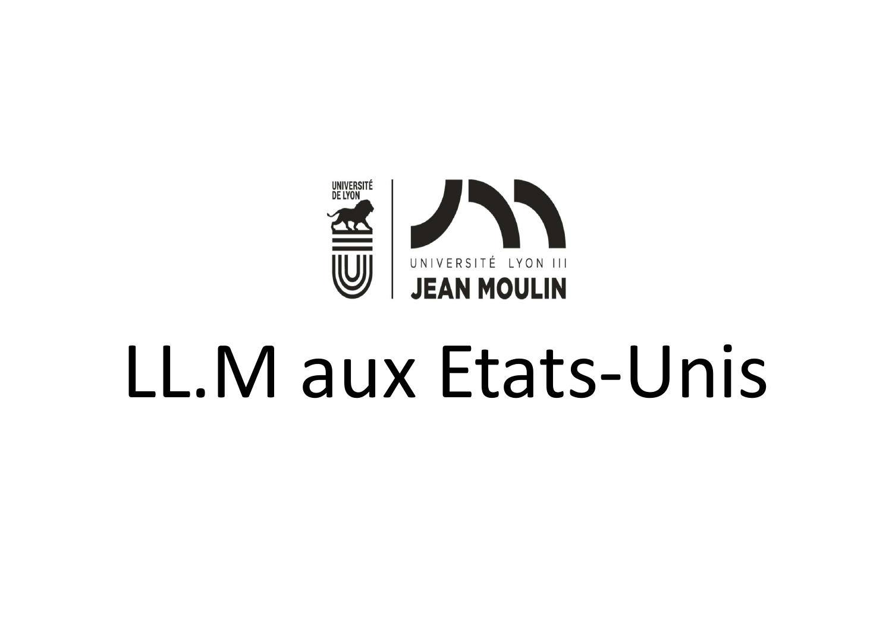UNIVERSITÉ DE LYON

UNIVERSITÉ LYON III

JEAN MOULIN

# LL.M aux Etats-Unis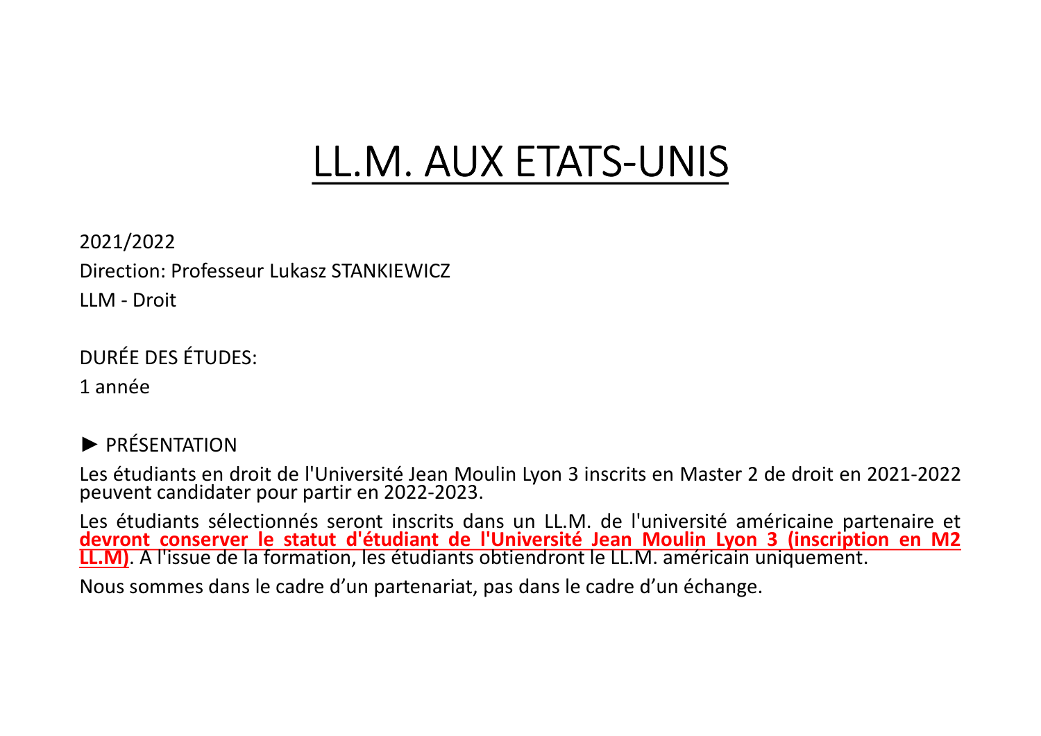# LL.M. AUX ETATS-UNIS

2021/2022

Direction: Professeur Lukasz STANKIEWICZ

LLM - Droit

DURÉE DES ÉTUDES:

1 année

► PRÉSENTATION

Les étudiants en droit de l'Université Jean Moulin Lyon 3 inscrits en Master 2 de droit en 2021-2022 peuvent candidater pour partir en 2022-2023.

Les étudiants sélectionnés seront inscrits dans un LL.M. de l'université américaine partenaire et **devront conserver le statut d'étudiant de l'Université Jean Moulin Lyon 3 (inscription en M2 LL.M)**. A l'issue de la formation, les étudiants obtiendront le LL.M. américain uniquement.

Nous sommes dans le cadre d'un partenariat, pas dans le cadre d'un échange.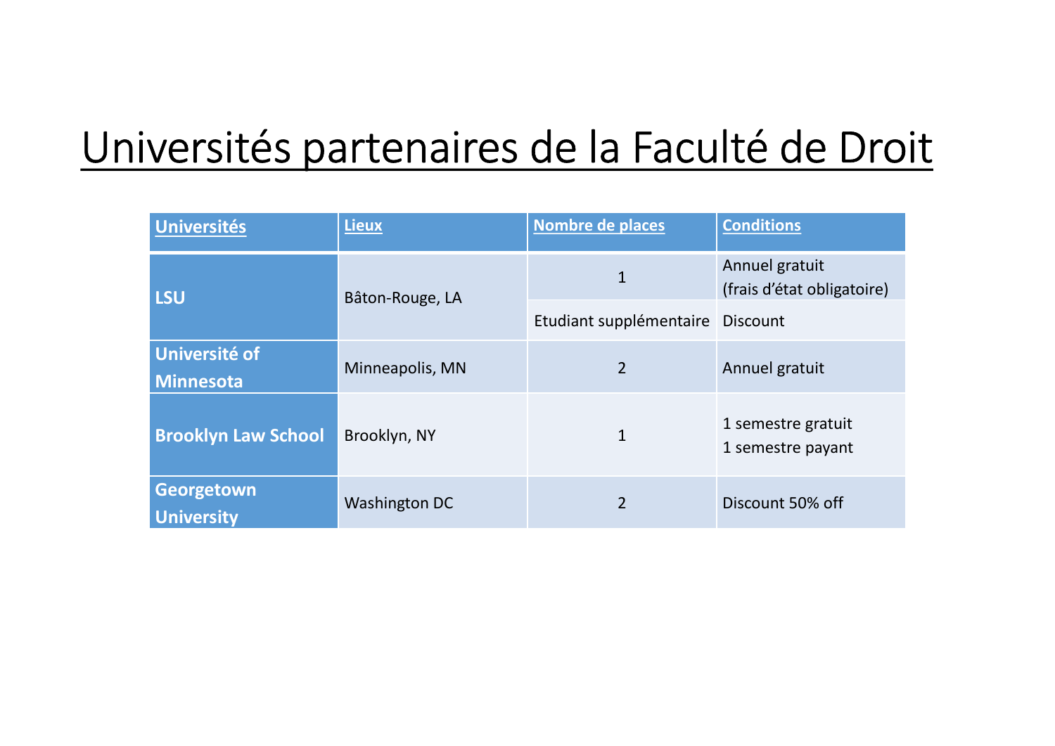# Universités partenaires de la Faculté de Droit

| Universités | Lieux | Nombre de places | Conditions |
|---|---|---|---|
| **LSU** | Bâton-Rouge, LA | 1 | Annuel gratuit (frais d'état obligatoire) |
| | | Etudiant supplémentaire | Discount |
| **Université of Minnesota** | Minneapolis, MN | 2 | Annuel gratuit |
| **Brooklyn Law School** | Brooklyn, NY | 1 | 1 semestre gratuit<br>1 semestre payant |
| **Georgetown University** | Washington DC | 2 | Discount 50% off |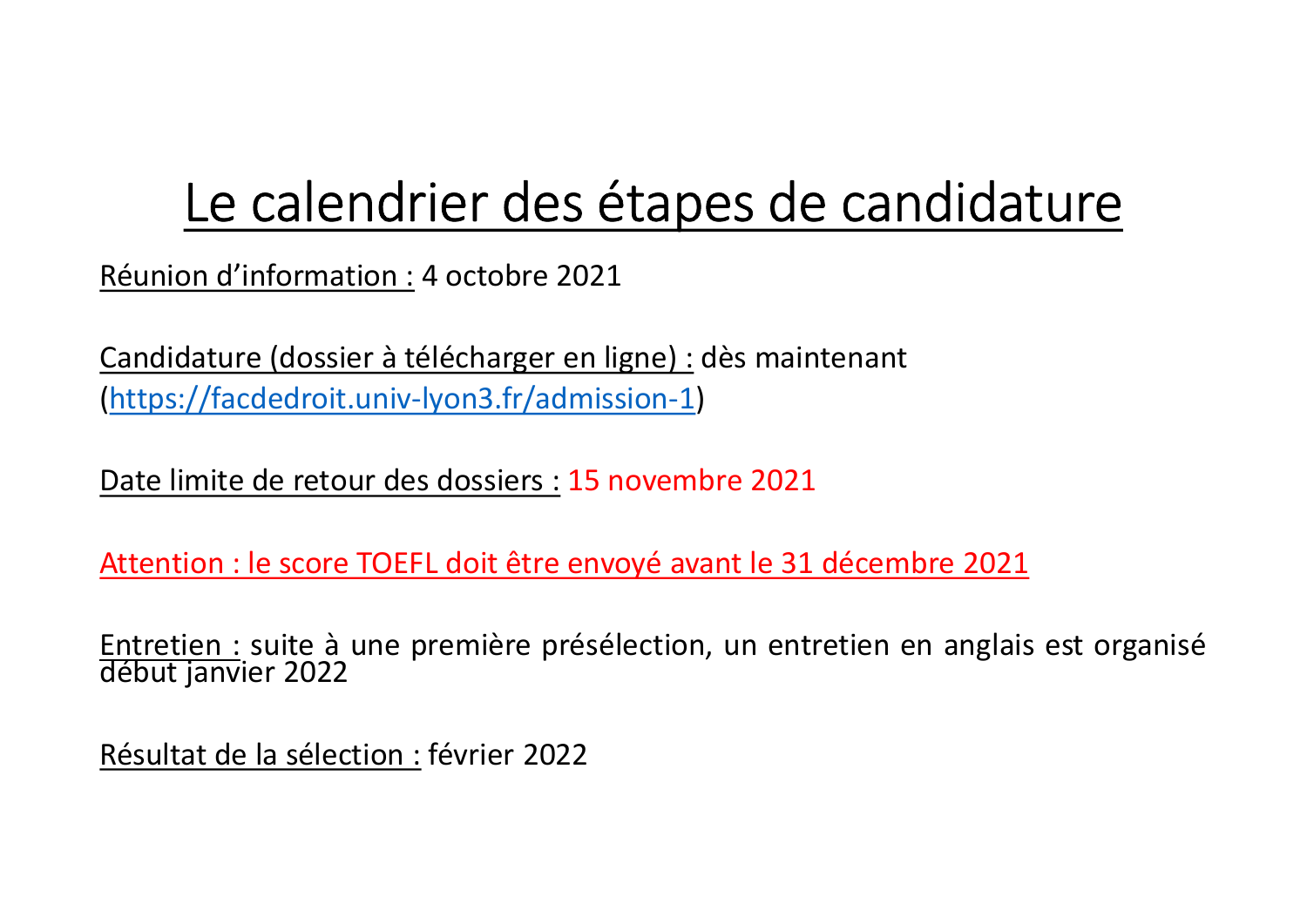# Le calendrier des étapes de candidature

Réunion d’information : 4 octobre 2021

Candidature (dossier à télécharger en ligne) : dès maintenant (https://facdedroit.univ-lyon3.fr/admission-1)

Date limite de retour des dossiers : 15 novembre 2021

Attention : le score TOEFL doit être envoyé avant le 31 décembre 2021

Entretien : suite à une première présélection, un entretien en anglais est organisé début janvier 2022

Résultat de la sélection : février 2022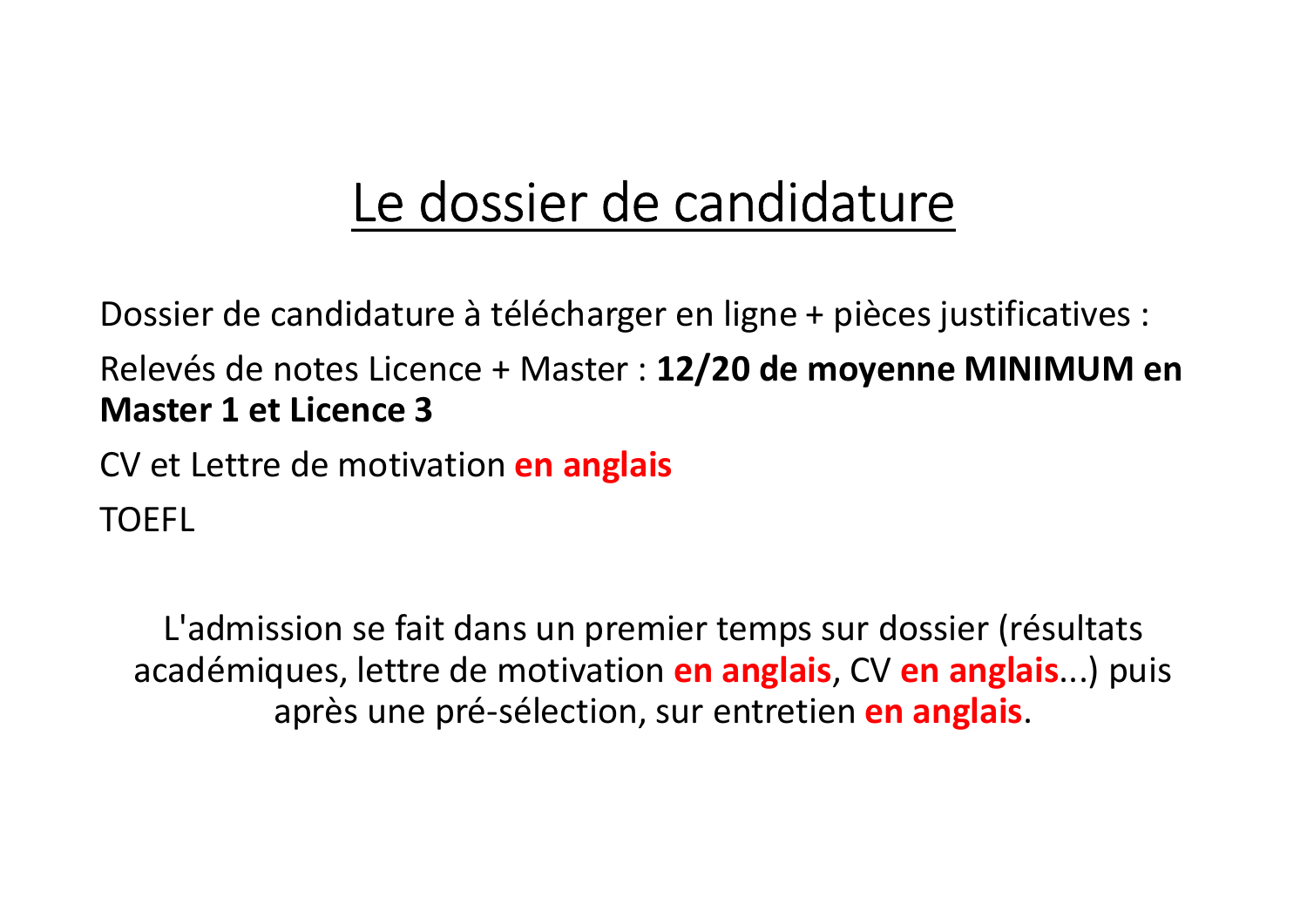# Le dossier de candidature

Dossier de candidature à télécharger en ligne + pièces justificatives :

Relevés de notes Licence + Master : **12/20 de moyenne MINIMUM en Master 1 et Licence 3**

CV et Lettre de motivation **en anglais**

TOEFL

L'admission se fait dans un premier temps sur dossier (résultats académiques, lettre de motivation **en anglais**, CV **en anglais**...) puis après une pré-sélection, sur entretien **en anglais**.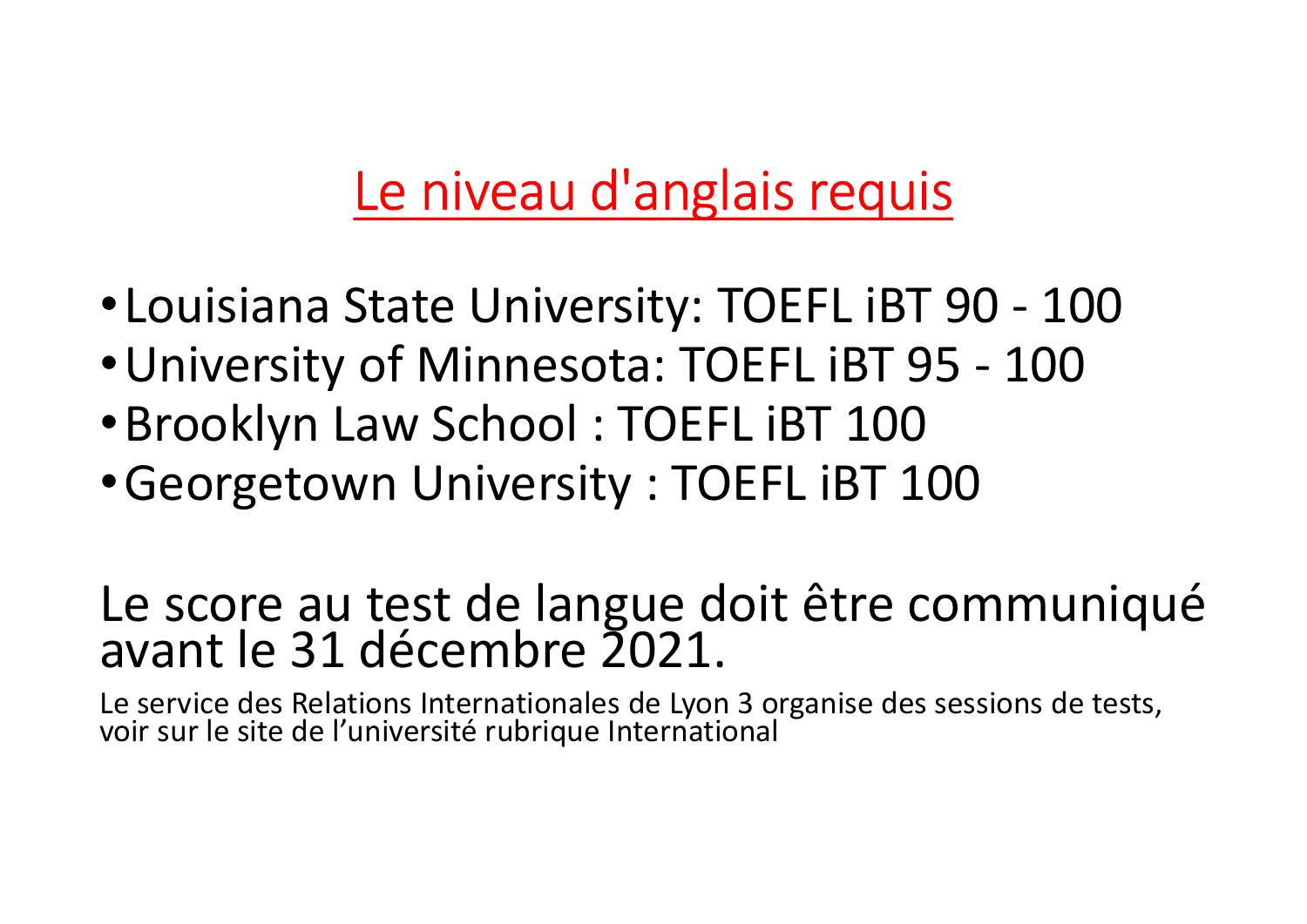# Le niveau d'anglais requis

- Louisiana State University: TOEFL iBT 90 - 100
- University of Minnesota: TOEFL iBT 95 - 100
- Brooklyn Law School : TOEFL iBT 100
- Georgetown University : TOEFL iBT 100

Le score au test de langue doit être communiqué avant le 31 décembre 2021.

Le service des Relations Internationales de Lyon 3 organise des sessions de tests, voir sur le site de l'université rubrique International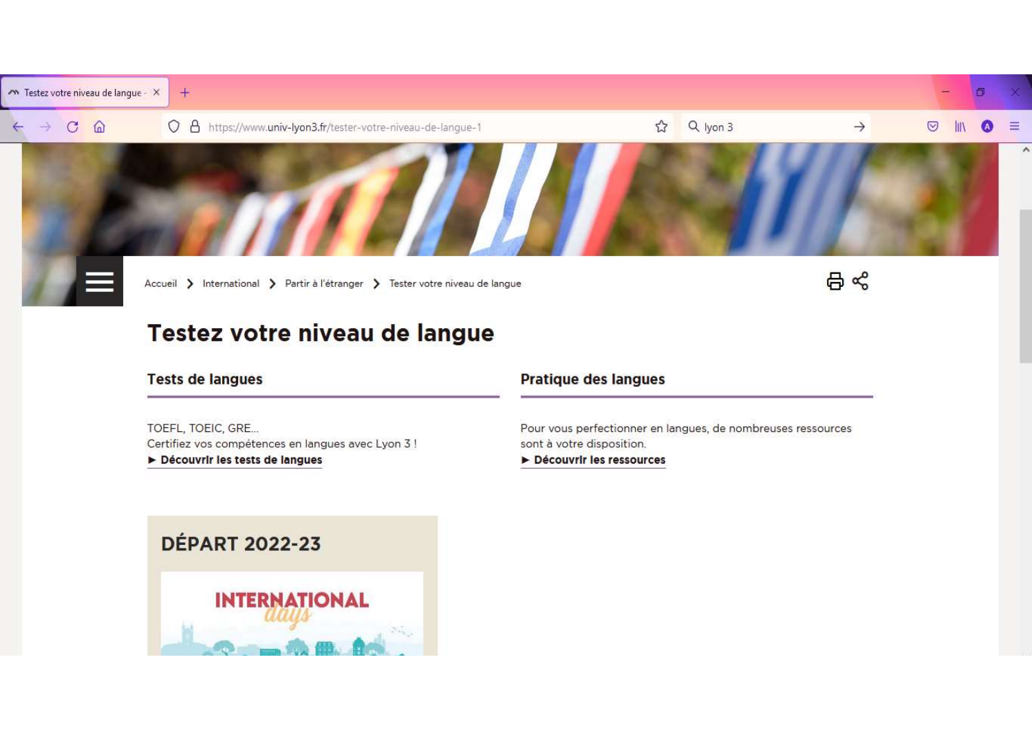Accueil > International > Partir à l'étranger > Tester votre niveau de langue

# Testez votre niveau de langue

## Tests de langues

TOEFL, TOEIC, GRE...
Certifiez vos compétences en langues avec Lyon 3 !
► **Découvrir les tests de langues**

## Pratique des langues

Pour vous perfectionner en langues, de nombreuses ressources sont à votre disposition.
► **Découvrir les ressources**

## DÉPART 2022-23

INTERNATIONAL days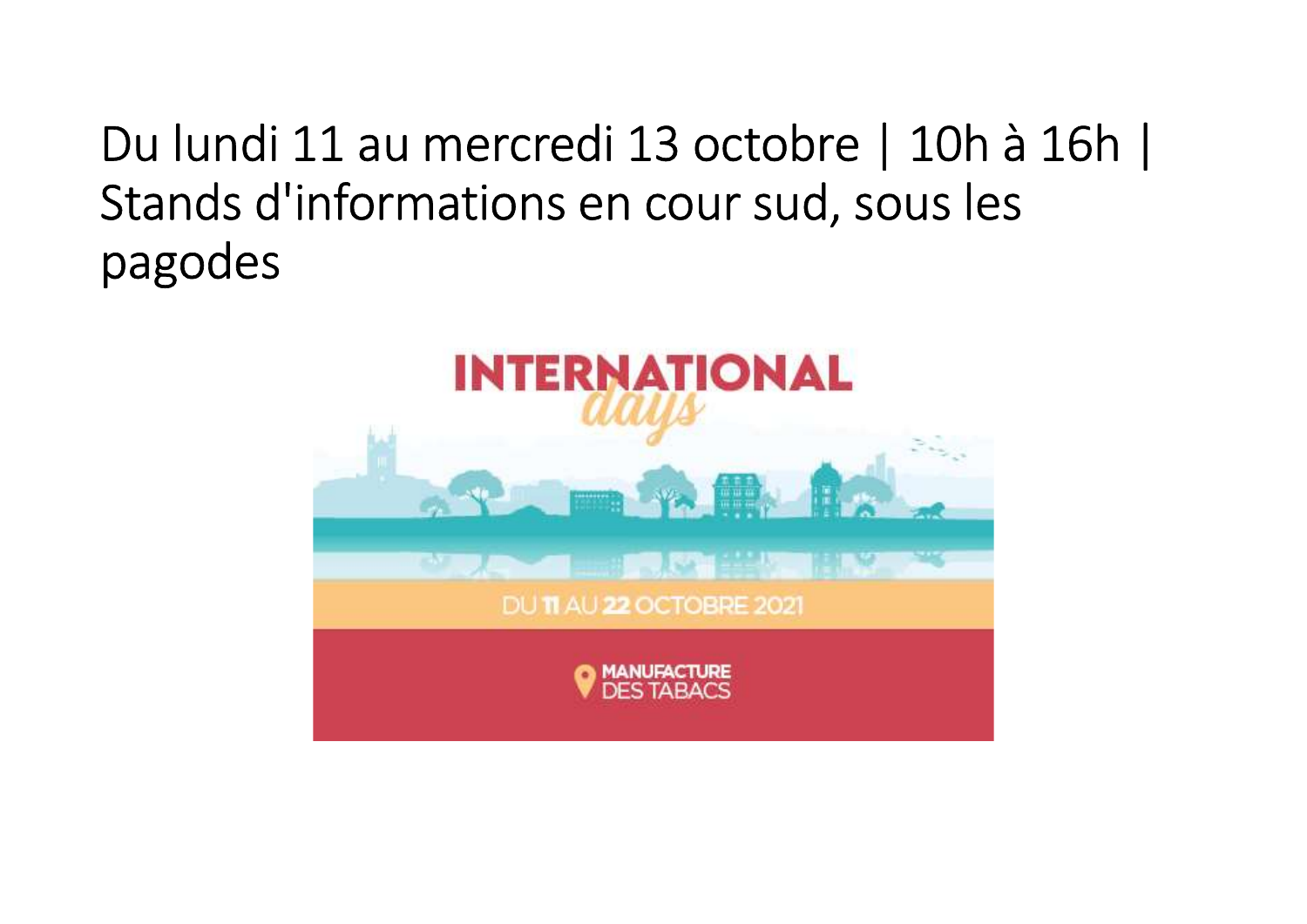Du lundi 11 au mercredi 13 octobre | 10h à 16h | Stands d'informations en cour sud, sous les pagodes

INTERNATIONAL *days*

DU 11 AU 22 OCTOBRE 2021

MANUFACTURE DES TABACS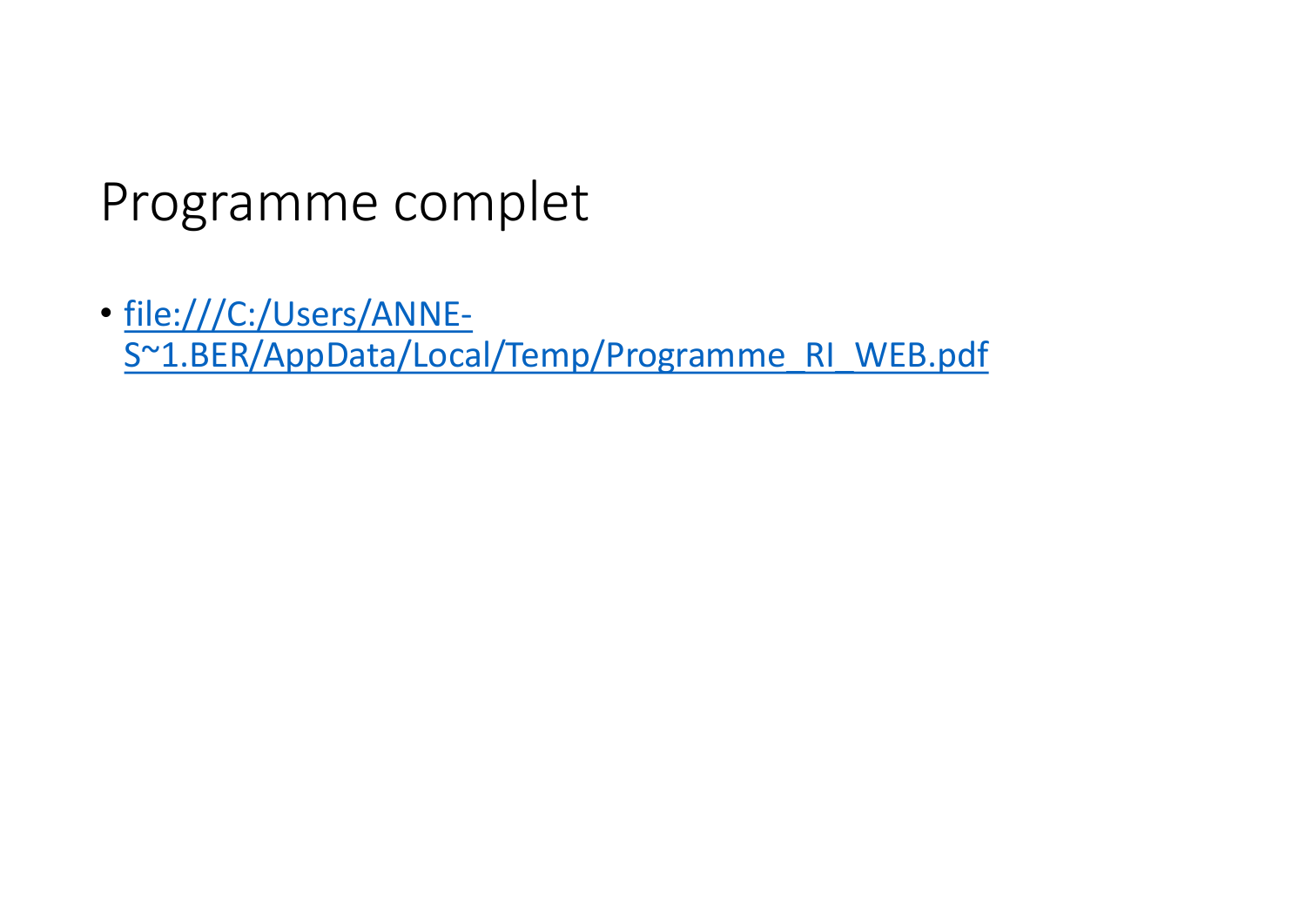# Programme complet

- file:///C:/Users/ANNE-S~1.BER/AppData/Local/Temp/Programme_RI_WEB.pdf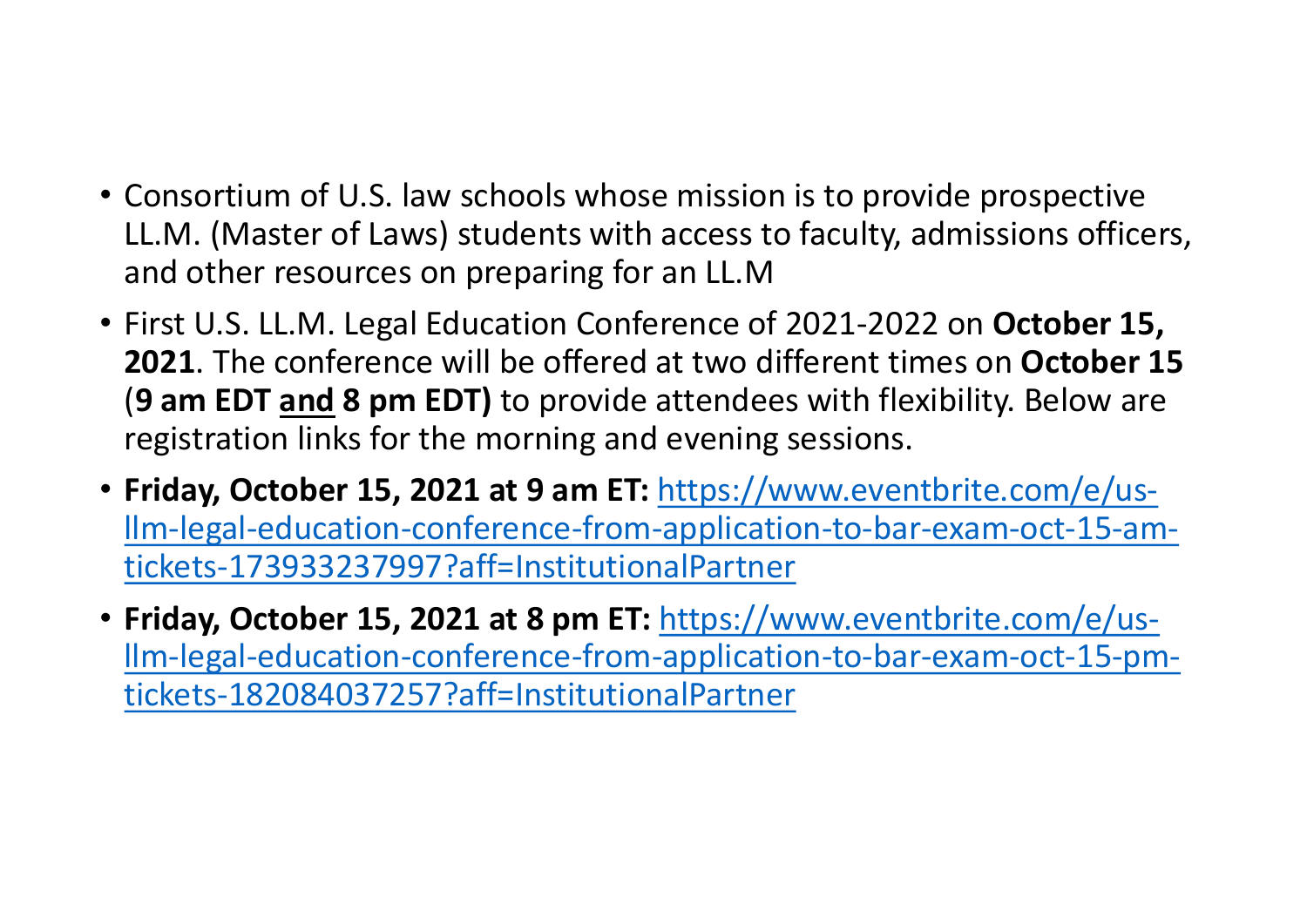- Consortium of U.S. law schools whose mission is to provide prospective LL.M. (Master of Laws) students with access to faculty, admissions officers, and other resources on preparing for an LL.M
- First U.S. LL.M. Legal Education Conference of 2021-2022 on **October 15, 2021**. The conference will be offered at two different times on **October 15** (**9 am EDT <u>and</u> 8 pm EDT)** to provide attendees with flexibility. Below are registration links for the morning and evening sessions.
- **Friday, October 15, 2021 at 9 am ET:** [https://www.eventbrite.com/e/us-llm-legal-education-conference-from-application-to-bar-exam-oct-15-am-tickets-173933237997?aff=InstitutionalPartner](https://www.eventbrite.com/e/us-llm-legal-education-conference-from-application-to-bar-exam-oct-15-am-tickets-173933237997?aff=InstitutionalPartner)
- **Friday, October 15, 2021 at 8 pm ET:** [https://www.eventbrite.com/e/us-llm-legal-education-conference-from-application-to-bar-exam-oct-15-pm-tickets-182084037257?aff=InstitutionalPartner](https://www.eventbrite.com/e/us-llm-legal-education-conference-from-application-to-bar-exam-oct-15-pm-tickets-182084037257?aff=InstitutionalPartner)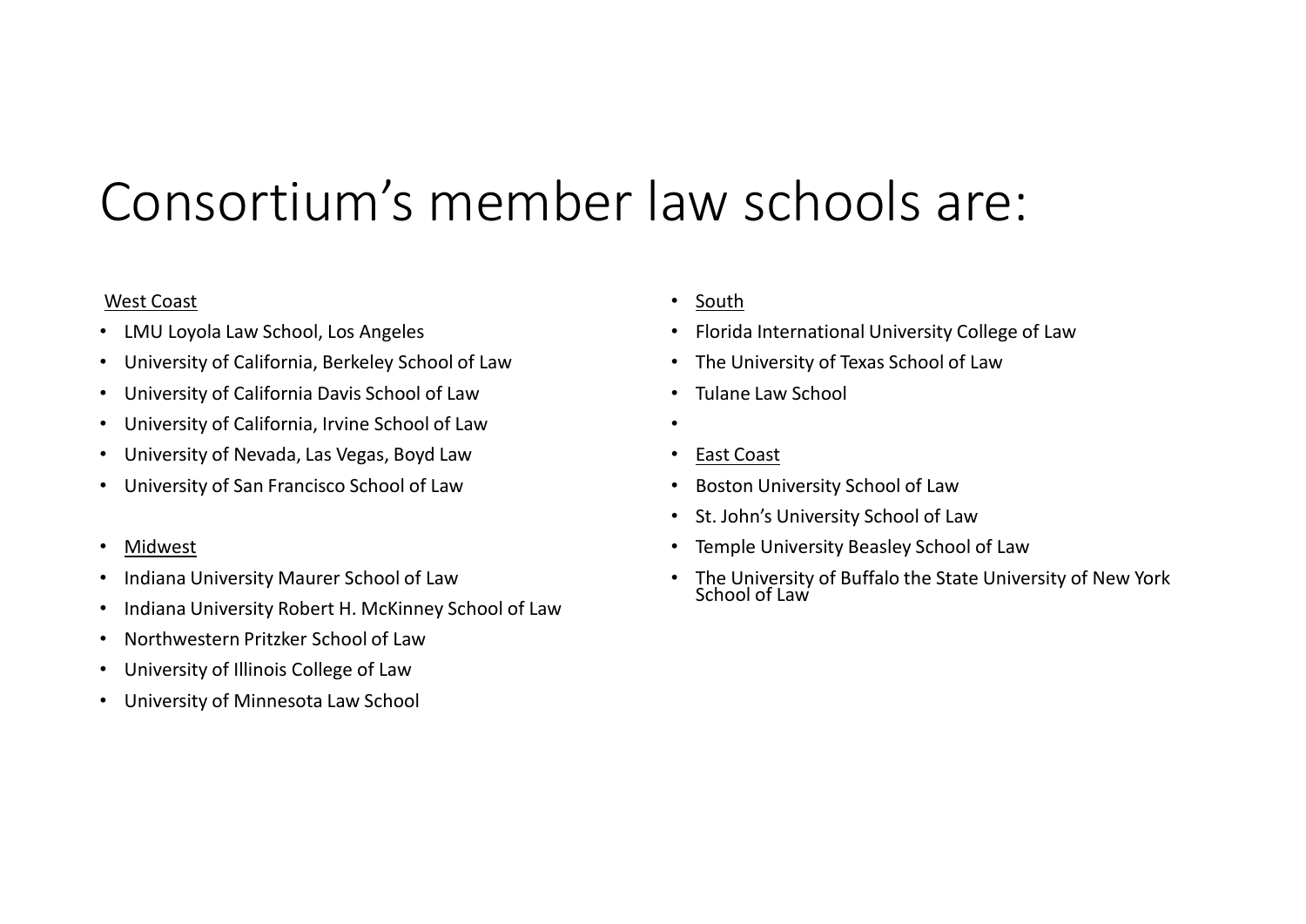# Consortium's member law schools are:

West Coast

- LMU Loyola Law School, Los Angeles
- University of California, Berkeley School of Law
- University of California Davis School of Law
- University of California, Irvine School of Law
- University of Nevada, Las Vegas, Boyd Law
- University of San Francisco School of Law

Midwest

- Indiana University Maurer School of Law
- Indiana University Robert H. McKinney School of Law
- Northwestern Pritzker School of Law
- University of Illinois College of Law
- University of Minnesota Law School

South

- Florida International University College of Law
- The University of Texas School of Law
- Tulane Law School

East Coast

- Boston University School of Law
- St. John's University School of Law
- Temple University Beasley School of Law
- The University of Buffalo the State University of New York School of Law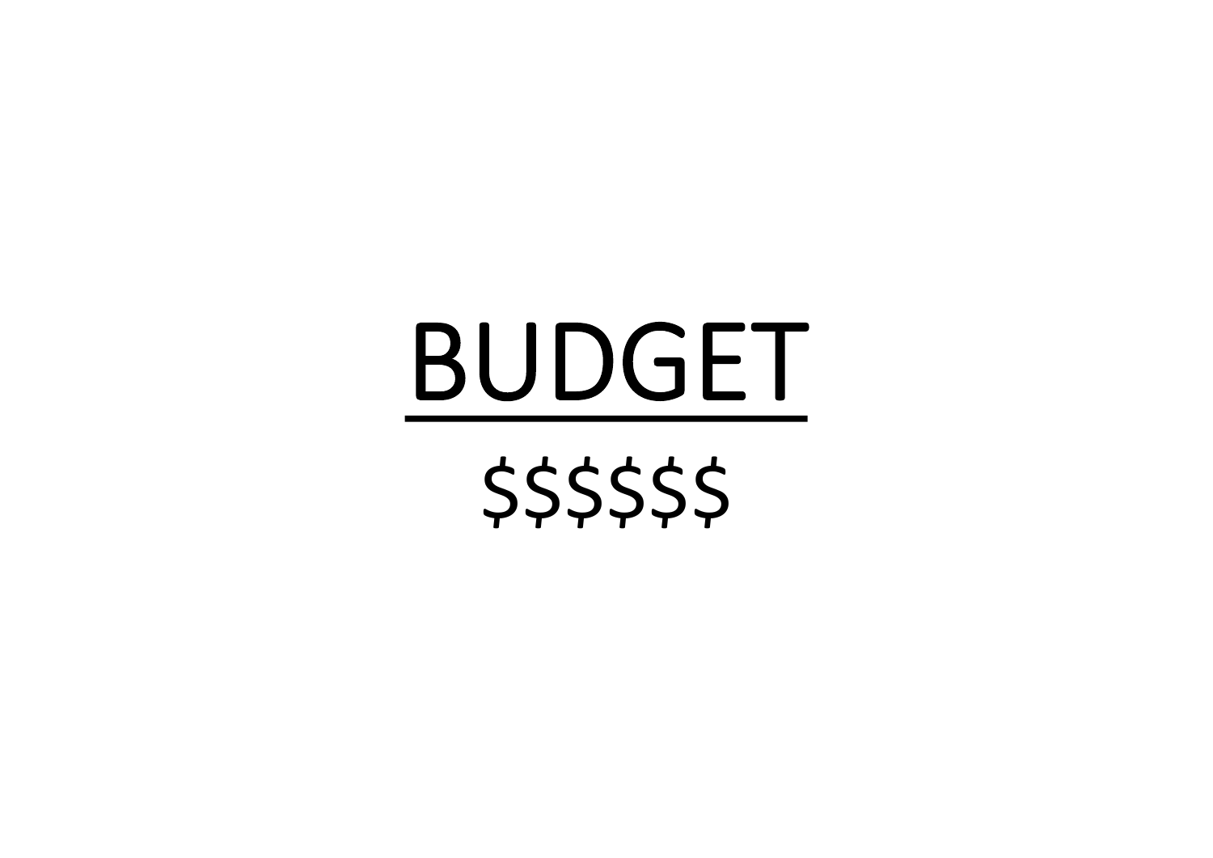# BUDGET

$$$$$$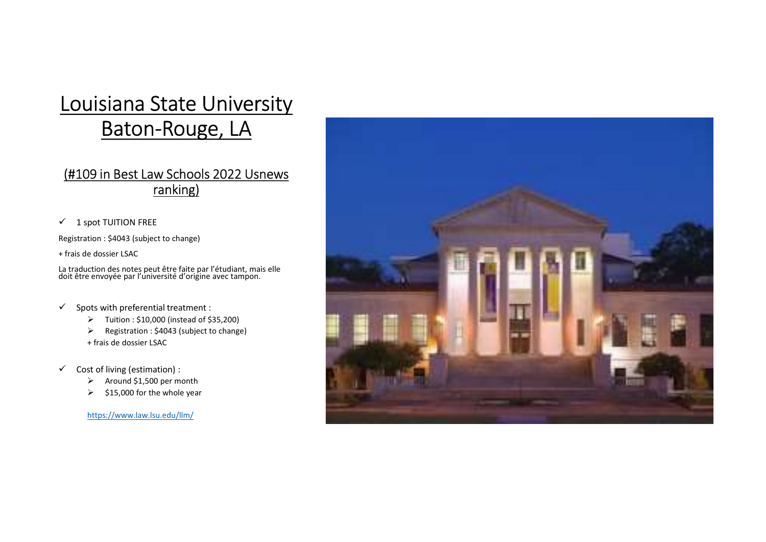# Louisiana State University Baton-Rouge, LA

## (#109 in Best Law Schools 2022 Usnews ranking)

- ✓ 1 spot TUITION FREE

Registration : $4043 (subject to change)

+ frais de dossier LSAC

La traduction des notes peut être faite par l'étudiant, mais elle doit être envoyée par l'université d'origine avec tampon.

- ✓ Spots with preferential treatment :
  - Tuition : $10,000 (instead of $35,200)
  - Registration : $4043 (subject to change)

  + frais de dossier LSAC

- ✓ Cost of living (estimation) :
  - Around $1,500 per month
  - $15,000 for the whole year

https://www.law.lsu.edu/llm/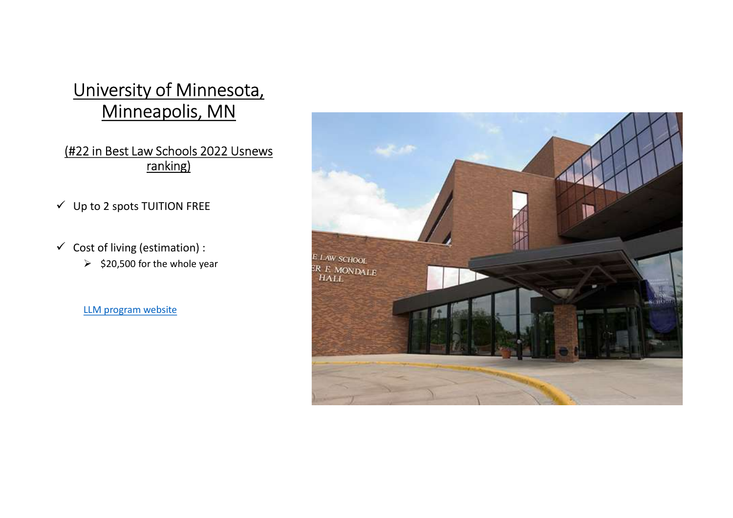# University of Minnesota, Minneapolis, MN

(#22 in Best Law Schools 2022 Usnews ranking)

- ✓ Up to 2 spots TUITION FREE
- ✓ Cost of living (estimation) :
  - $20,500 for the whole year

LLM program website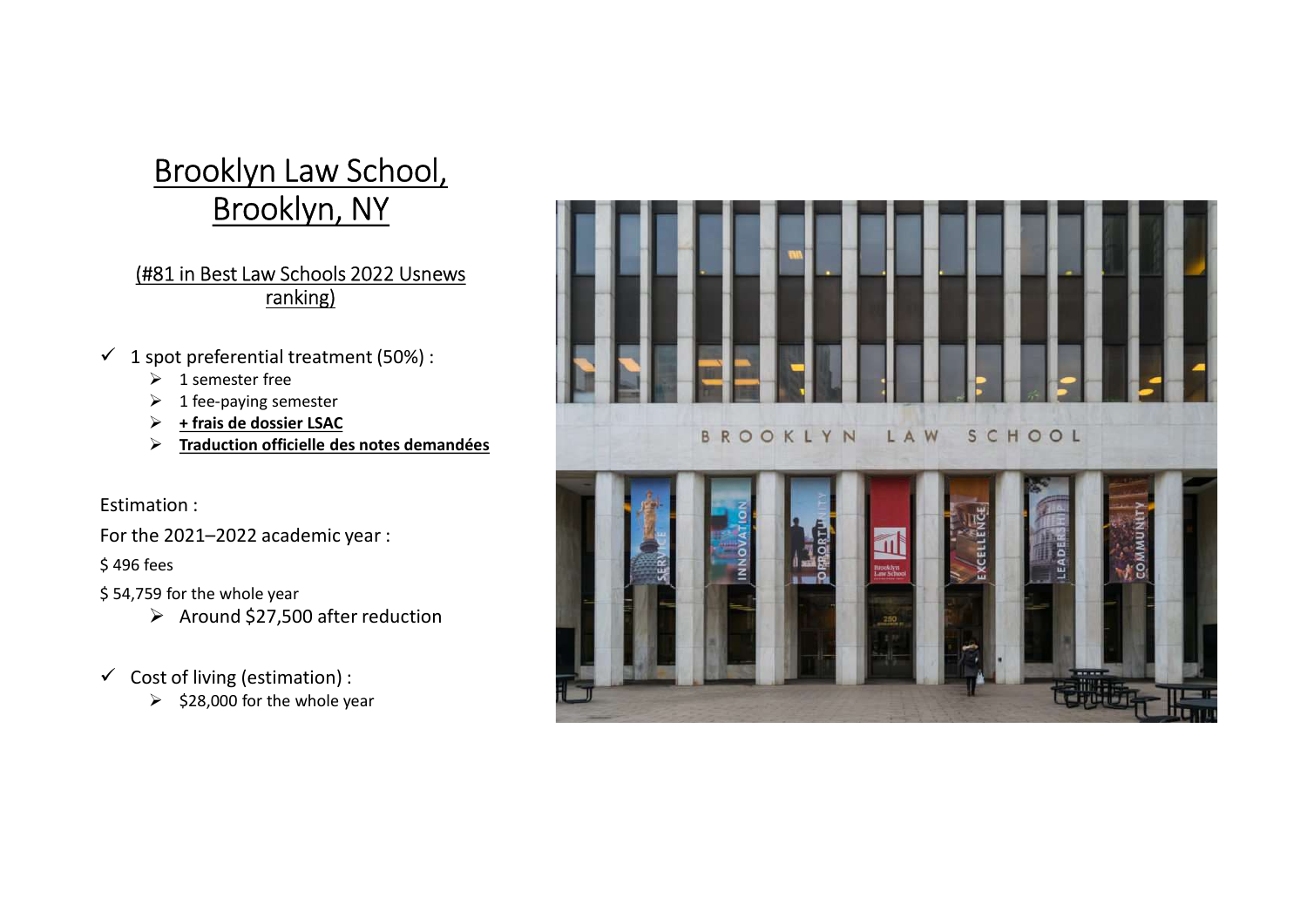# Brooklyn Law School, Brooklyn, NY

(#81 in Best Law Schools 2022 Usnews ranking)

- ✓ 1 spot preferential treatment (50%) :
  - ➢ 1 semester free
  - ➢ 1 fee-paying semester
  - ➢ **+ frais de dossier LSAC**
  - ➢ **Traduction officielle des notes demandées**

Estimation :

For the 2021–2022 academic year :

$ 496 fees

$ 54,759 for the whole year

- ➢ Around $27,500 after reduction

- ✓ Cost of living (estimation) :
  - ➢ $28,000 for the whole year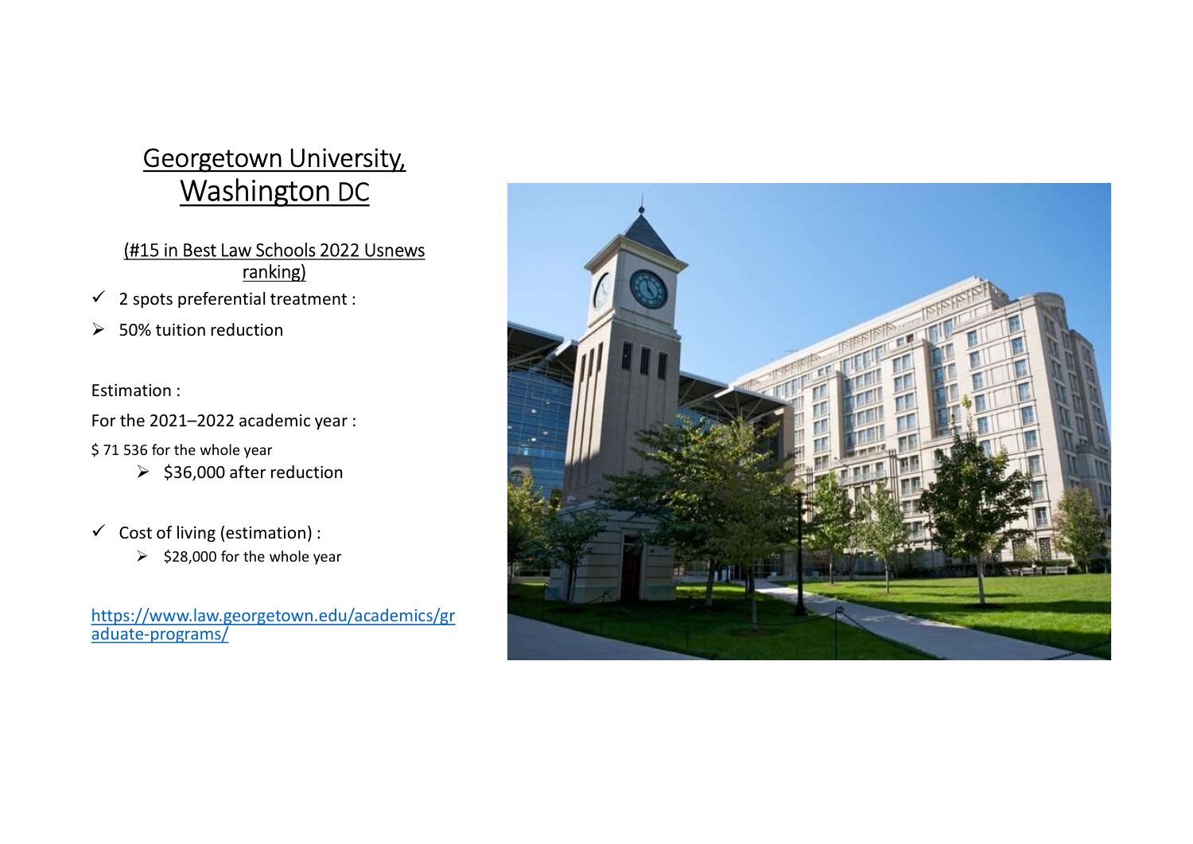# Georgetown University, Washington DC

(#15 in Best Law Schools 2022 Usnews ranking)

- ✓ 2 spots preferential treatment :
- ➢ 50% tuition reduction

Estimation :

For the 2021–2022 academic year :

$ 71 536 for the whole year

- ➢ $36,000 after reduction

- ✓ Cost of living (estimation) :
  - ➢ $28,000 for the whole year

https://www.law.georgetown.edu/academics/graduate-programs/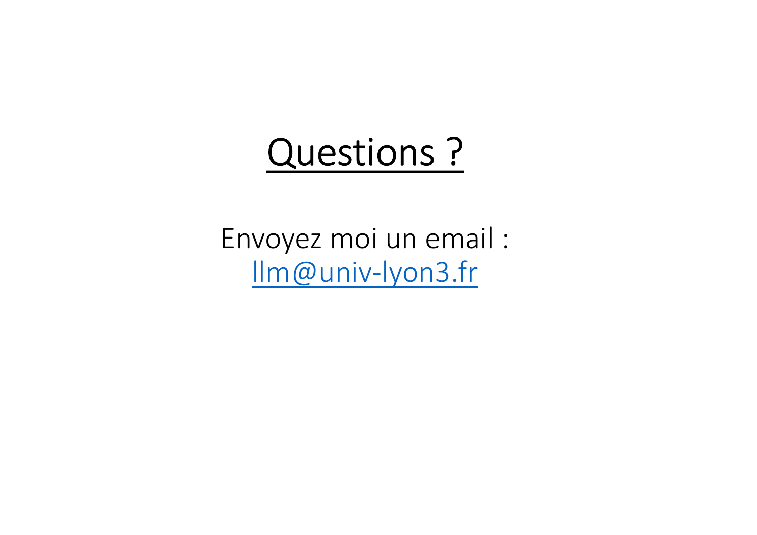# Questions ?

Envoyez moi un email :
llm@univ-lyon3.fr